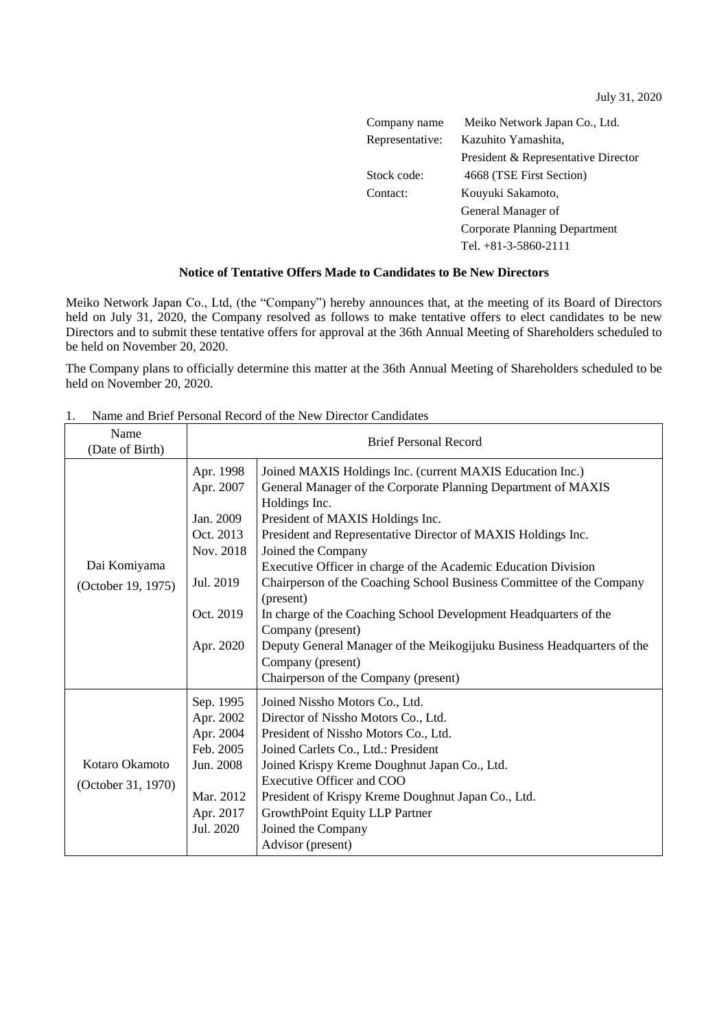July 31, 2020

| | |
|---|---|
| Company name | Meiko Network Japan Co., Ltd. |
| Representative: | Kazuhito Yamashita, President & Representative Director |
| Stock code: | 4668 (TSE First Section) |
| Contact: | Kouyuki Sakamoto, General Manager of Corporate Planning Department Tel. +81-3-5860-2111 |

**Notice of Tentative Offers Made to Candidates to Be New Directors**

Meiko Network Japan Co., Ltd, (the "Company") hereby announces that, at the meeting of its Board of Directors held on July 31, 2020, the Company resolved as follows to make tentative offers to elect candidates to be new Directors and to submit these tentative offers for approval at the 36th Annual Meeting of Shareholders scheduled to be held on November 20, 2020.

The Company plans to officially determine this matter at the 36th Annual Meeting of Shareholders scheduled to be held on November 20, 2020.

1. Name and Brief Personal Record of the New Director Candidates

| Name (Date of Birth) | Brief Personal Record | |
|---|---|---|
| Dai Komiyama (October 19, 1975) | Apr. 1998 | Joined MAXIS Holdings Inc. (current MAXIS Education Inc.) |
| | Apr. 2007 | General Manager of the Corporate Planning Department of MAXIS Holdings Inc. |
| | Jan. 2009 | President of MAXIS Holdings Inc. |
| | Oct. 2013 | President and Representative Director of MAXIS Holdings Inc. |
| | Nov. 2018 | Joined the Company<br>Executive Officer in charge of the Academic Education Division |
| | Jul. 2019 | Chairperson of the Coaching School Business Committee of the Company (present) |
| | Oct. 2019 | In charge of the Coaching School Development Headquarters of the Company (present) |
| | Apr. 2020 | Deputy General Manager of the Meikogijuku Business Headquarters of the Company (present)<br>Chairperson of the Company (present) |
| Kotaro Okamoto (October 31, 1970) | Sep. 1995 | Joined Nissho Motors Co., Ltd. |
| | Apr. 2002 | Director of Nissho Motors Co., Ltd. |
| | Apr. 2004 | President of Nissho Motors Co., Ltd. |
| | Feb. 2005 | Joined Carlets Co., Ltd.: President |
| | Jun. 2008 | Joined Krispy Kreme Doughnut Japan Co., Ltd.<br>Executive Officer and COO |
| | Mar. 2012 | President of Krispy Kreme Doughnut Japan Co., Ltd. |
| | Apr. 2017 | GrowthPoint Equity LLP Partner |
| | Jul. 2020 | Joined the Company<br>Advisor (present) |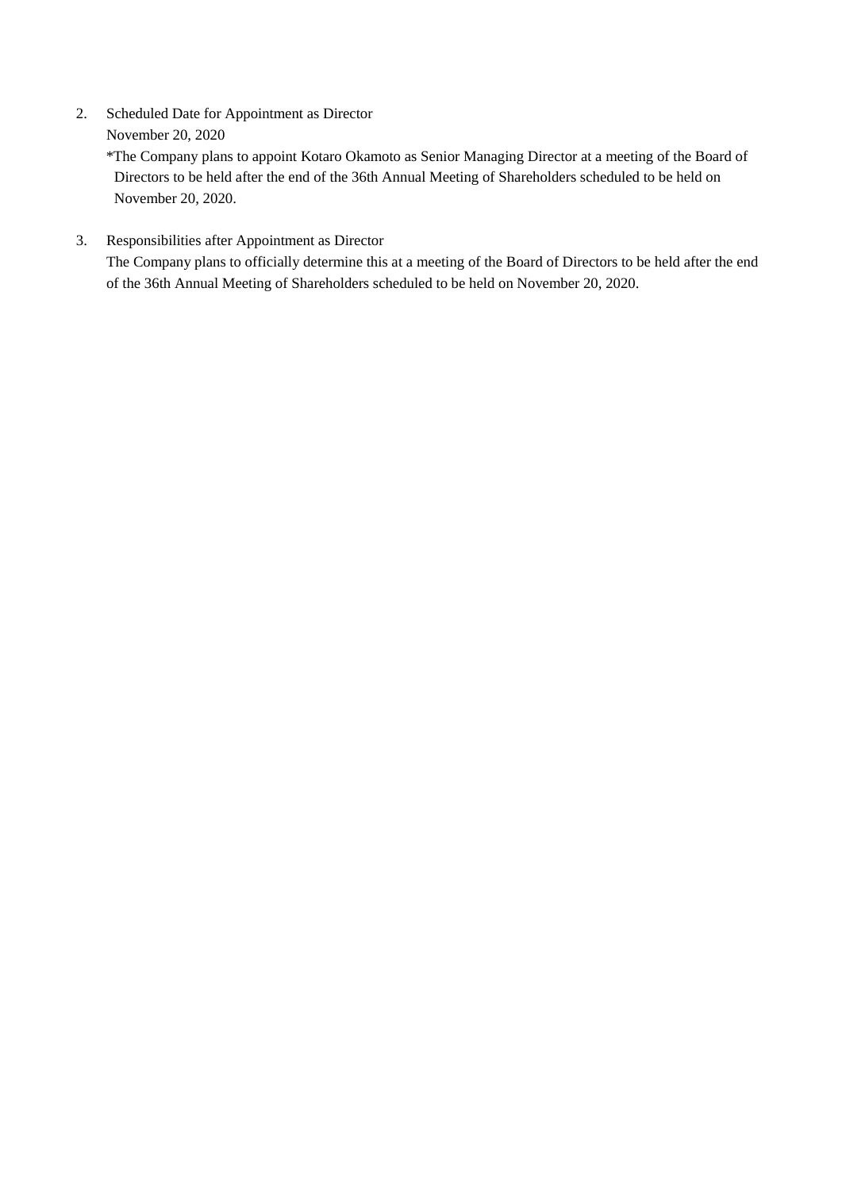2. Scheduled Date for Appointment as Director

   November 20, 2020

   *The Company plans to appoint Kotaro Okamoto as Senior Managing Director at a meeting of the Board of Directors to be held after the end of the 36th Annual Meeting of Shareholders scheduled to be held on November 20, 2020.

3. Responsibilities after Appointment as Director

   The Company plans to officially determine this at a meeting of the Board of Directors to be held after the end of the 36th Annual Meeting of Shareholders scheduled to be held on November 20, 2020.